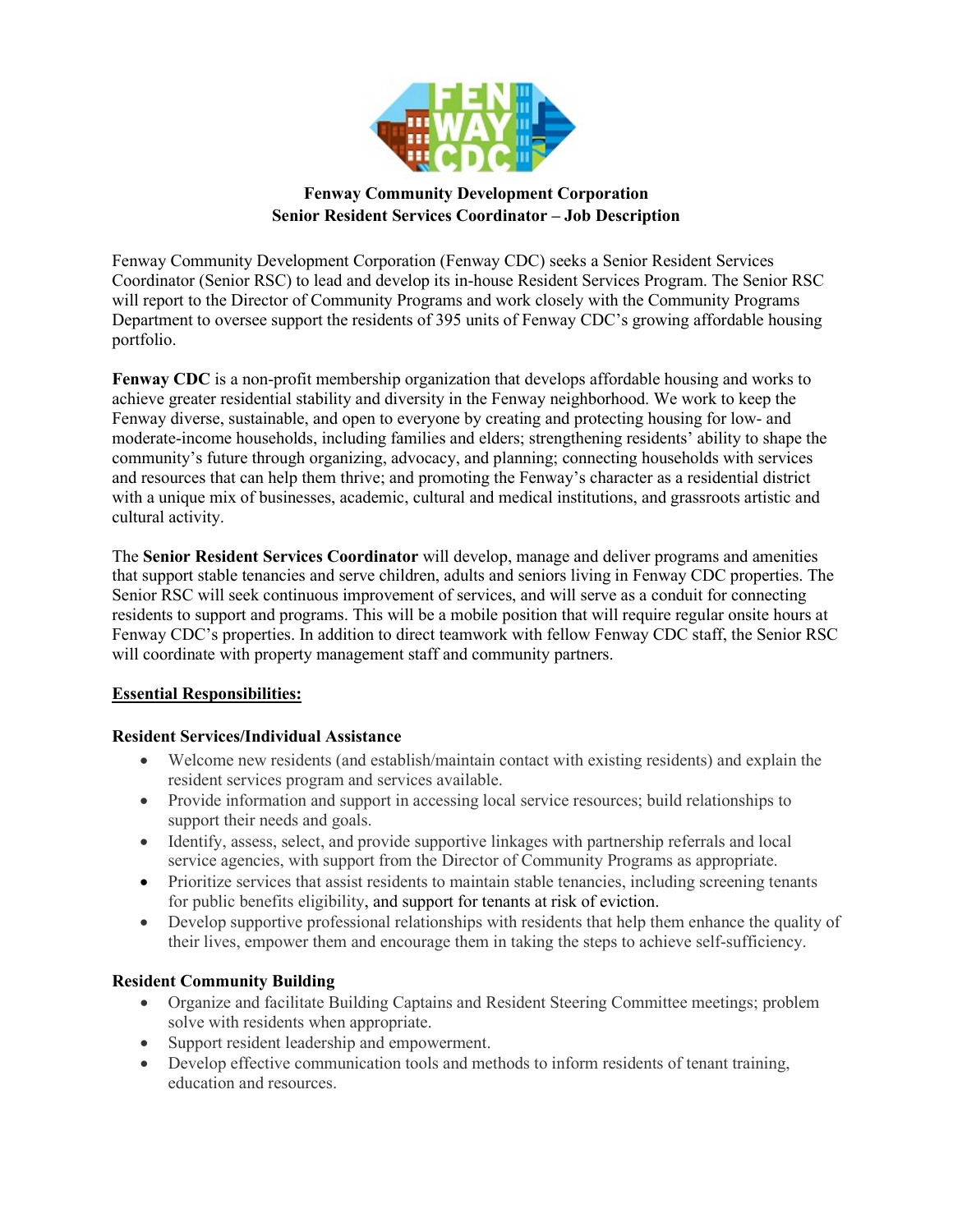**Fenway Community Development Corporation**
**Senior Resident Services Coordinator – Job Description**

Fenway Community Development Corporation (Fenway CDC) seeks a Senior Resident Services Coordinator (Senior RSC) to lead and develop its in-house Resident Services Program. The Senior RSC will report to the Director of Community Programs and work closely with the Community Programs Department to oversee support the residents of 395 units of Fenway CDC's growing affordable housing portfolio.

**Fenway CDC** is a non-profit membership organization that develops affordable housing and works to achieve greater residential stability and diversity in the Fenway neighborhood. We work to keep the Fenway diverse, sustainable, and open to everyone by creating and protecting housing for low- and moderate-income households, including families and elders; strengthening residents' ability to shape the community's future through organizing, advocacy, and planning; connecting households with services and resources that can help them thrive; and promoting the Fenway's character as a residential district with a unique mix of businesses, academic, cultural and medical institutions, and grassroots artistic and cultural activity.

The **Senior Resident Services Coordinator** will develop, manage and deliver programs and amenities that support stable tenancies and serve children, adults and seniors living in Fenway CDC properties. The Senior RSC will seek continuous improvement of services, and will serve as a conduit for connecting residents to support and programs. This will be a mobile position that will require regular onsite hours at Fenway CDC's properties. In addition to direct teamwork with fellow Fenway CDC staff, the Senior RSC will coordinate with property management staff and community partners.

## Essential Responsibilities:

### Resident Services/Individual Assistance

- Welcome new residents (and establish/maintain contact with existing residents) and explain the resident services program and services available.
- Provide information and support in accessing local service resources; build relationships to support their needs and goals.
- Identify, assess, select, and provide supportive linkages with partnership referrals and local service agencies, with support from the Director of Community Programs as appropriate.
- Prioritize services that assist residents to maintain stable tenancies, including screening tenants for public benefits eligibility, and support for tenants at risk of eviction.
- Develop supportive professional relationships with residents that help them enhance the quality of their lives, empower them and encourage them in taking the steps to achieve self-sufficiency.

### Resident Community Building

- Organize and facilitate Building Captains and Resident Steering Committee meetings; problem solve with residents when appropriate.
- Support resident leadership and empowerment.
- Develop effective communication tools and methods to inform residents of tenant training, education and resources.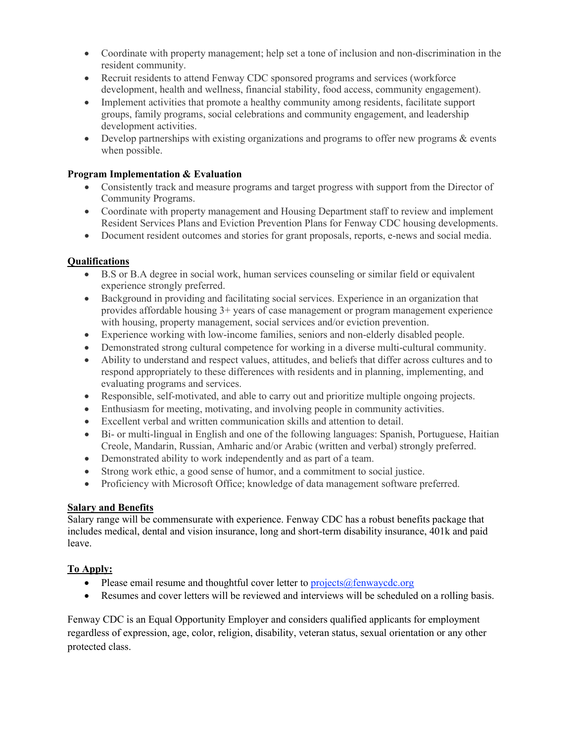- Coordinate with property management; help set a tone of inclusion and non-discrimination in the resident community.
- Recruit residents to attend Fenway CDC sponsored programs and services (workforce development, health and wellness, financial stability, food access, community engagement).
- Implement activities that promote a healthy community among residents, facilitate support groups, family programs, social celebrations and community engagement, and leadership development activities.
- Develop partnerships with existing organizations and programs to offer new programs & events when possible.

**Program Implementation & Evaluation**

- Consistently track and measure programs and target progress with support from the Director of Community Programs.
- Coordinate with property management and Housing Department staff to review and implement Resident Services Plans and Eviction Prevention Plans for Fenway CDC housing developments.
- Document resident outcomes and stories for grant proposals, reports, e-news and social media.

## Qualifications

- B.S or B.A degree in social work, human services counseling or similar field or equivalent experience strongly preferred.
- Background in providing and facilitating social services. Experience in an organization that provides affordable housing 3+ years of case management or program management experience with housing, property management, social services and/or eviction prevention.
- Experience working with low-income families, seniors and non-elderly disabled people.
- Demonstrated strong cultural competence for working in a diverse multi-cultural community.
- Ability to understand and respect values, attitudes, and beliefs that differ across cultures and to respond appropriately to these differences with residents and in planning, implementing, and evaluating programs and services.
- Responsible, self-motivated, and able to carry out and prioritize multiple ongoing projects.
- Enthusiasm for meeting, motivating, and involving people in community activities.
- Excellent verbal and written communication skills and attention to detail.
- Bi- or multi-lingual in English and one of the following languages: Spanish, Portuguese, Haitian Creole, Mandarin, Russian, Amharic and/or Arabic (written and verbal) strongly preferred.
- Demonstrated ability to work independently and as part of a team.
- Strong work ethic, a good sense of humor, and a commitment to social justice.
- Proficiency with Microsoft Office; knowledge of data management software preferred.

## Salary and Benefits

Salary range will be commensurate with experience. Fenway CDC has a robust benefits package that includes medical, dental and vision insurance, long and short-term disability insurance, 401k and paid leave.

## To Apply:

- Please email resume and thoughtful cover letter to projects@fenwaycdc.org
- Resumes and cover letters will be reviewed and interviews will be scheduled on a rolling basis.

Fenway CDC is an Equal Opportunity Employer and considers qualified applicants for employment regardless of expression, age, color, religion, disability, veteran status, sexual orientation or any other protected class.